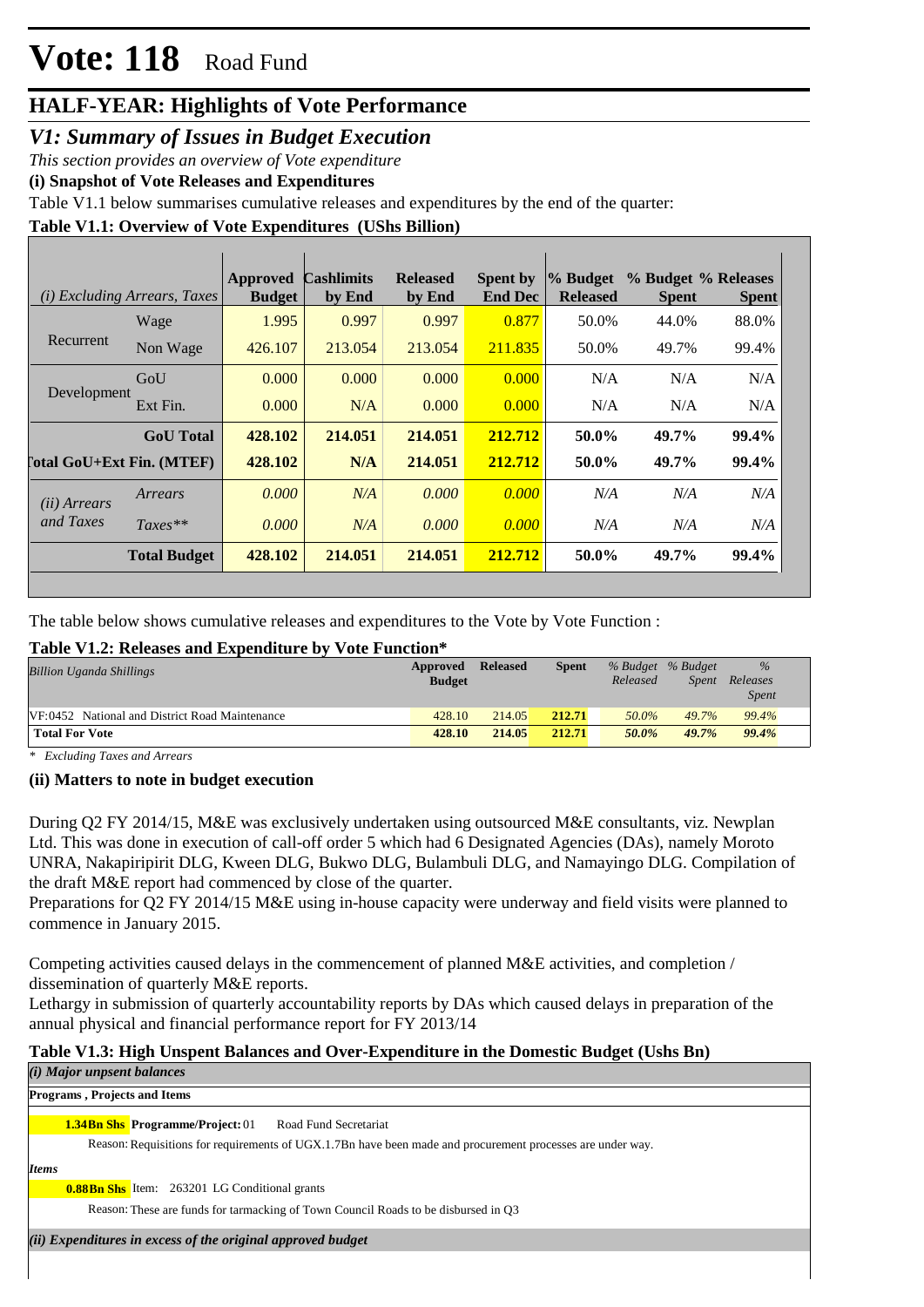# Vote: 118 Road Fund

## HALF-YEAR: Highlights of Vote Performance

### *V1: Summary of Issues in Budget Execution*

*This section provides an overview of Vote expenditure*

**(i) Snapshot of Vote Releases and Expenditures**

Table V1.1 below summarises cumulative releases and expenditures by the end of the quarter:

**Table V1.1: Overview of Vote Expenditures (UShs Billion)**

| *(i) Excluding Arrears, Taxes* | | Approved Budget | Cashlimits by End | Released by End | Spent by End Dec | % Budget Released | % Budget Spent | % Releases Spent |
|---|---|---|---|---|---|---|---|---|
| Recurrent | Wage | 1.995 | 0.997 | 0.997 | 0.877 | 50.0% | 44.0% | 88.0% |
| | Non Wage | 426.107 | 213.054 | 213.054 | 211.835 | 50.0% | 49.7% | 99.4% |
| Development | GoU | 0.000 | 0.000 | 0.000 | 0.000 | N/A | N/A | N/A |
| | Ext Fin. | 0.000 | N/A | 0.000 | 0.000 | N/A | N/A | N/A |
| | **GoU Total** | **428.102** | **214.051** | **214.051** | **212.712** | **50.0%** | **49.7%** | **99.4%** |
| **Total GoU+Ext Fin. (MTEF)** | | **428.102** | **N/A** | **214.051** | **212.712** | **50.0%** | **49.7%** | **99.4%** |
| *(ii) Arrears and Taxes* | *Arrears* | *0.000* | *N/A* | *0.000* | *0.000* | *N/A* | *N/A* | *N/A* |
| | *Taxes*** | *0.000* | *N/A* | *0.000* | *0.000* | *N/A* | *N/A* | *N/A* |
| | **Total Budget** | **428.102** | **214.051** | **214.051** | **212.712** | **50.0%** | **49.7%** | **99.4%** |

The table below shows cumulative releases and expenditures to the Vote by Vote Function :

**Table V1.2: Releases and Expenditure by Vote Function***

| *Billion Uganda Shillings* | Approved Budget | Released | Spent | *% Budget Released* | *% Budget Spent* | *% Releases Spent* |
|---|---|---|---|---|---|---|
| VF:0452 National and District Road Maintenance | 428.10 | 214.05 | 212.71 | *50.0%* | *49.7%* | *99.4%* |
| **Total For Vote** | **428.10** | **214.05** | **212.71** | ***50.0%*** | ***49.7%*** | ***99.4%*** |

*\* Excluding Taxes and Arrears*

**(ii) Matters to note in budget execution**

During Q2 FY 2014/15, M&E was exclusively undertaken using outsourced M&E consultants, viz. Newplan Ltd. This was done in execution of call-off order 5 which had 6 Designated Agencies (DAs), namely Moroto UNRA, Nakapiripirit DLG, Kween DLG, Bukwo DLG, Bulambuli DLG, and Namayingo DLG. Compilation of the draft M&E report had commenced by close of the quarter.
Preparations for Q2 FY 2014/15 M&E using in-house capacity were underway and field visits were planned to commence in January 2015.

Competing activities caused delays in the commencement of planned M&E activities, and completion / dissemination of quarterly M&E reports.
Lethargy in submission of quarterly accountability reports by DAs which caused delays in preparation of the annual physical and financial performance report for FY 2013/14

**Table V1.3: High Unspent Balances and Over-Expenditure in the Domestic Budget (Ushs Bn)**

***(i) Major unpsent balances***

**Programs , Projects and Items**

**1.34Bn Shs** **Programme/Project:** 01 Road Fund Secretariat

Reason: Requisitions for requirements of UGX.1.7Bn have been made and procurement processes are under way.

***Items***

**0.88Bn Shs** Item: 263201 LG Conditional grants

Reason: These are funds for tarmacking of Town Council Roads to be disbursed in Q3

***(ii) Expenditures in excess of the original approved budget***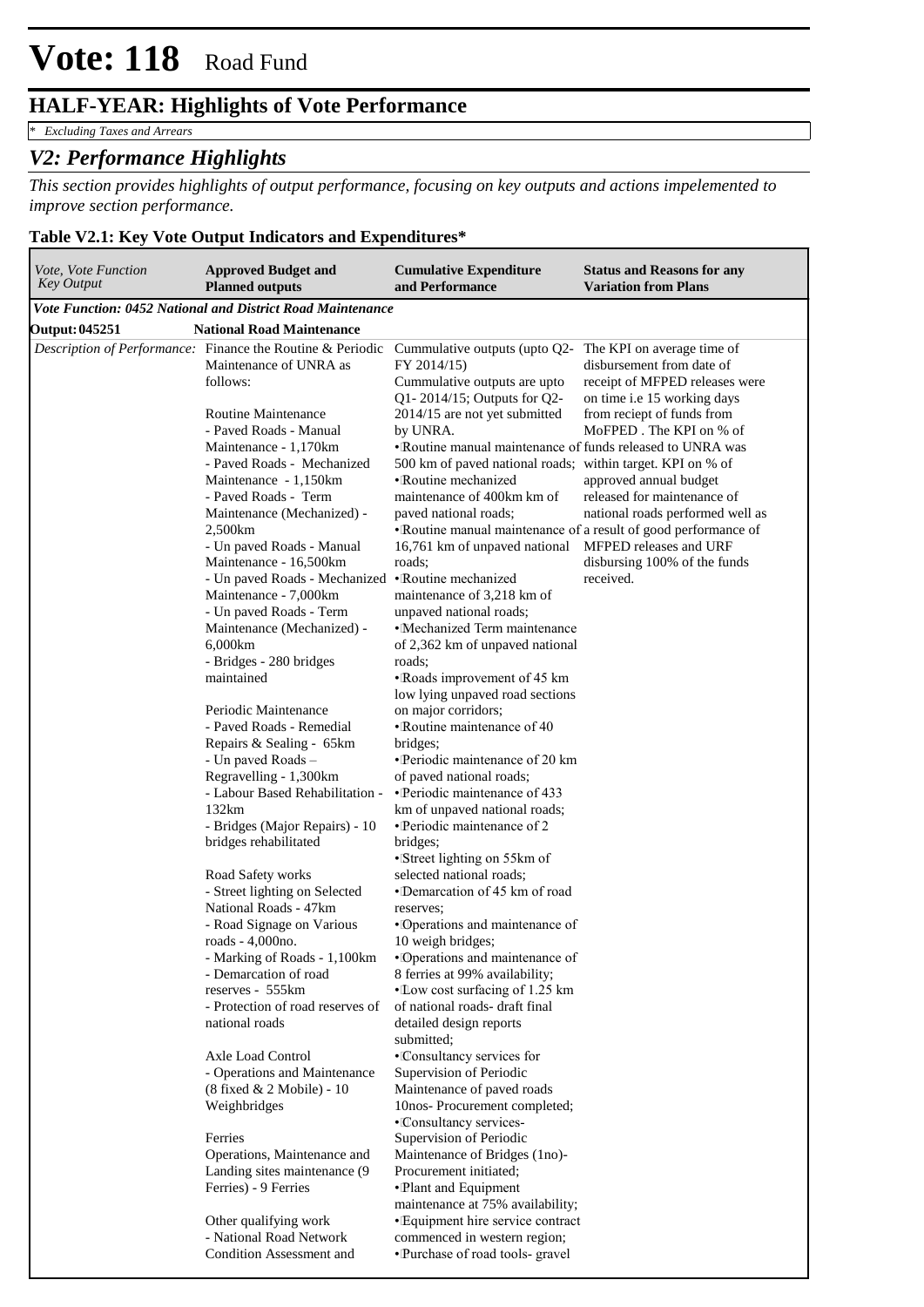# Vote: 118 Road Fund

## HALF-YEAR: Highlights of Vote Performance

*\* Excluding Taxes and Arrears*

## *V2: Performance Highlights*

*This section provides highlights of output performance, focusing on key outputs and actions impelemented to improve section performance.*

**Table V2.1: Key Vote Output Indicators and Expenditures\***

| *Vote, Vote Function Key Output* | **Approved Budget and Planned outputs** | **Cumulative Expenditure and Performance** | **Status and Reasons for any Variation from Plans** |
|---|---|---|---|
| ***Vote Function: 0452 National and District Road Maintenance*** | | | |
| **Output: 045251** | **National Road Maintenance** | | |
| *Description of Performance:* | Finance the Routine & Periodic Maintenance of UNRA as follows:<br><br>Routine Maintenance<br>- Paved Roads - Manual Maintenance - 1,170km<br>- Paved Roads - Mechanized Maintenance - 1,150km<br>- Paved Roads - Term Maintenance (Mechanized) - 2,500km<br>- Un paved Roads - Manual Maintenance - 16,500km<br>- Un paved Roads - Mechanized Maintenance - 7,000km<br>- Un paved Roads - Term Maintenance (Mechanized) - 6,000km<br>- Bridges - 280 bridges maintained<br><br>Periodic Maintenance<br>- Paved Roads - Remedial Repairs & Sealing - 65km<br>- Un paved Roads – Regravelling - 1,300km<br>- Labour Based Rehabilitation - 132km<br>- Bridges (Major Repairs) - 10 bridges rehabilitated<br><br>Road Safety works<br>- Street lighting on Selected National Roads - 47km<br>- Road Signage on Various roads - 4,000no.<br>- Marking of Roads - 1,100km<br>- Demarcation of road reserves - 555km<br>- Protection of road reserves of national roads<br><br>Axle Load Control<br>- Operations and Maintenance (8 fixed & 2 Mobile) - 10 Weighbridges<br><br>Ferries<br>Operations, Maintenance and Landing sites maintenance (9 Ferries) - 9 Ferries<br><br>Other qualifying work<br>- National Road Network Condition Assessment and | Cummulative outputs (upto Q2-FY 2014/15)<br>Cummulative outputs are upto Q1- 2014/15; Outputs for Q2-2014/15 are not yet submitted by UNRA.<br>• Routine manual maintenance of 500 km of paved national roads;<br>• Routine mechanized maintenance of 400km km of paved national roads;<br>• Routine manual maintenance of 16,761 km of unpaved national roads;<br>• Routine mechanized maintenance of 3,218 km of unpaved national roads;<br>• Mechanized Term maintenance of 2,362 km of unpaved national roads;<br>• Roads improvement of 45 km low lying unpaved road sections on major corridors;<br>• Routine maintenance of 40 bridges;<br>• Periodic maintenance of 20 km of paved national roads;<br>• Periodic maintenance of 433 km of unpaved national roads;<br>• Periodic maintenance of 2 bridges;<br>• Street lighting on 55km of selected national roads;<br>• Demarcation of 45 km of road reserves;<br>• Operations and maintenance of 10 weigh bridges;<br>• Operations and maintenance of 8 ferries at 99% availability;<br>• Low cost surfacing of 1.25 km of national roads- draft final detailed design reports submitted;<br>• Consultancy services for Supervision of Periodic Maintenance of paved roads 10nos- Procurement completed;<br>• Consultancy services- Supervision of Periodic Maintenance of Bridges (1no)- Procurement initiated;<br>• Plant and Equipment maintenance at 75% availability;<br>• Equipment hire service contract commenced in western region;<br>• Purchase of road tools- gravel | The KPI on average time of disbursement from date of receipt of MFPED releases were on time i.e 15 working days from reciept of funds from MoFPED . The KPI on % of funds released to UNRA was within target. KPI on % of approved annual budget released for maintenance of national roads performed well as a result of good performance of MFPED releases and URF disbursing 100% of the funds received. |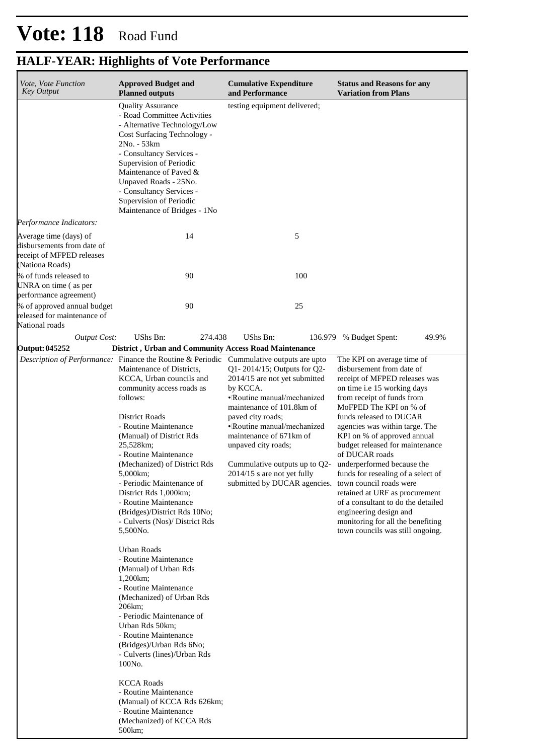# Vote: 118 Road Fund

## HALF-YEAR: Highlights of Vote Performance

| *Vote, Vote Function Key Output* | **Approved Budget and Planned outputs** | **Cumulative Expenditure and Performance** | **Status and Reasons for any Variation from Plans** |
|---|---|---|---|
| | Quality Assurance<br>- Road Committee Activities<br>- Alternative Technology/Low Cost Surfacing Technology - 2No. - 53km<br>- Consultancy Services - Supervision of Periodic Maintenance of Paved & Unpaved Roads - 25No.<br>- Consultancy Services - Supervision of Periodic Maintenance of Bridges - 1No | testing equipment delivered; | |
| *Performance Indicators:* | | | |
| Average time (days) of disbursements from date of receipt of MFPED releases (Nationa Roads) | 14 | 5 | |
| % of funds released to UNRA on time ( as per performance agreement) | 90 | 100 | |
| % of approved annual budget released for maintenance of National roads | 90 | 25 | |
| *Output Cost:* | UShs Bn: 274.438 | UShs Bn: 136.979 | % Budget Spent: 49.9% |
| **Output: 045252** | **District , Urban and Community Access Road Maintenance** | | |
| *Description of Performance:* | Finance the Routine & Periodic Maintenance of Districts, KCCA, Urban councils and community access roads as follows:<br><br>District Roads<br>- Routine Maintenance (Manual) of District Rds 25,528km;<br>- Routine Maintenance (Mechanized) of District Rds 5,000km;<br>- Periodic Maintenance of District Rds 1,000km;<br>- Routine Maintenance (Bridges)/District Rds 10No;<br>- Culverts (Nos)/ District Rds 5,500No.<br><br>Urban Roads<br>- Routine Maintenance (Manual) of Urban Rds 1,200km;<br>- Routine Maintenance (Mechanized) of Urban Rds 206km;<br>- Periodic Maintenance of Urban Rds 50km;<br>- Routine Maintenance (Bridges)/Urban Rds 6No;<br>- Culverts (lines)/Urban Rds 100No.<br><br>KCCA Roads<br>- Routine Maintenance (Manual) of KCCA Rds 626km;<br>- Routine Maintenance (Mechanized) of KCCA Rds 500km; | Cummulative outputs are upto Q1- 2014/15; Outputs for Q2- 2014/15 are not yet submitted by KCCA.<br>• Routine manual/mechanized maintenance of 101.8km of paved city roads;<br>• Routine manual/mechanized maintenance of 671km of unpaved city roads;<br><br>Cummulative outputs up to Q2- 2014/15 s are not yet fully submitted by DUCAR agencies. | The KPI on average time of disbursement from date of receipt of MFPED releases was on time i.e 15 working days from receipt of funds from MoFPED The KPI on % of funds released to DUCAR agencies was within targe. The KPI on % of approved annual budget released for maintenance of DUCAR roads underperformed because the funds for resealing of a select of town council roads were retained at URF as procurement of a consultant to do the detailed engineering design and monitoring for all the benefiting town councils was still ongoing. |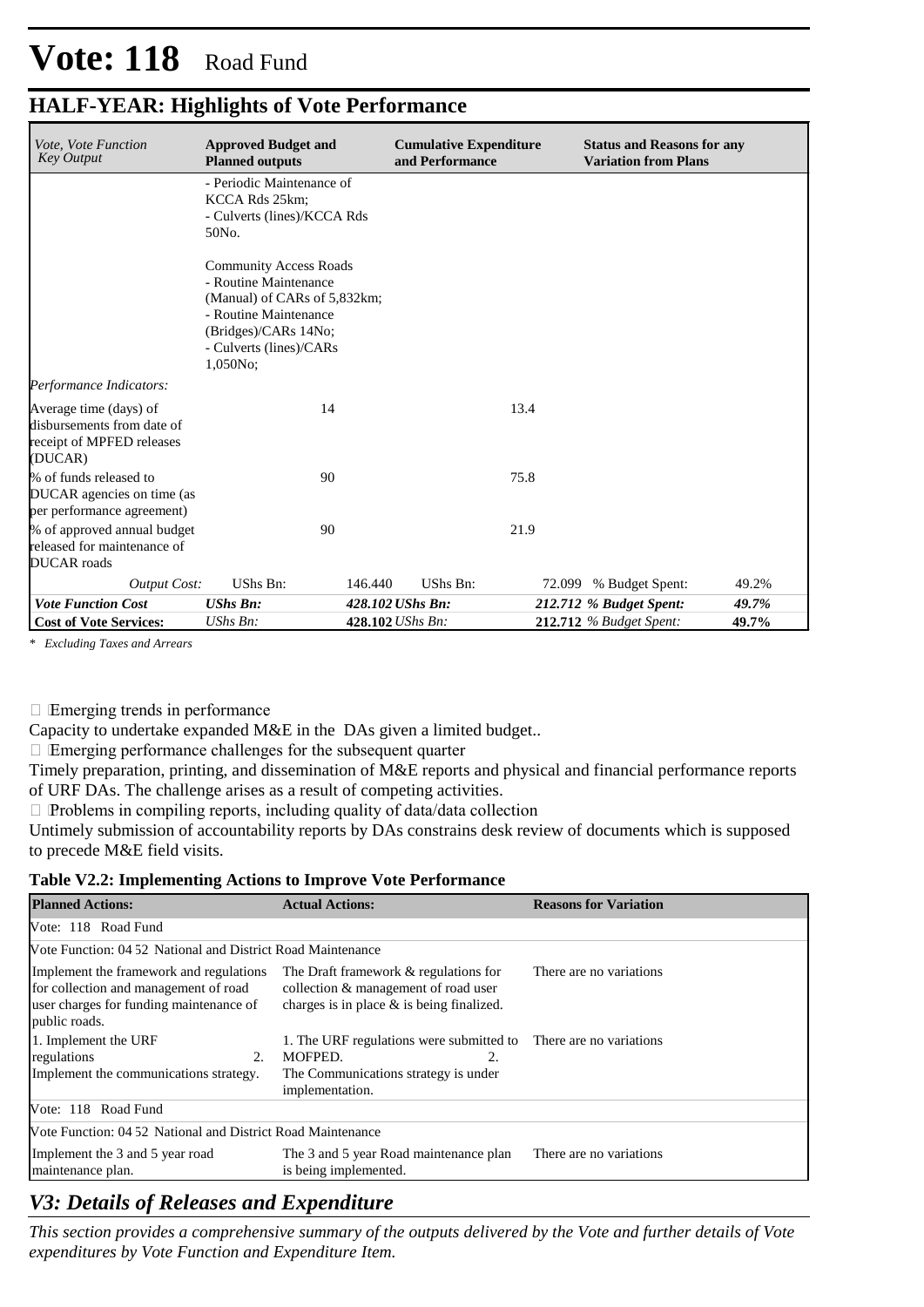# Vote: 118 Road Fund

## HALF-YEAR: Highlights of Vote Performance

| *Vote, Vote Function Key Output* | **Approved Budget and Planned outputs** | | **Cumulative Expenditure and Performance** | | **Status and Reasons for any Variation from Plans** | |
|---|---|---|---|---|---|---|
| | - Periodic Maintenance of KCCA Rds 25km;<br>- Culverts (lines)/KCCA Rds 50No.<br><br>Community Access Roads<br>- Routine Maintenance (Manual) of CARs of 5,832km;<br>- Routine Maintenance (Bridges)/CARs 14No;<br>- Culverts (lines)/CARs 1,050No; | | | | | |
| *Performance Indicators:* | | | | | | |
| Average time (days) of disbursements from date of receipt of MPFED releases (DUCAR) | | 14 | | 13.4 | | |
| % of funds released to DUCAR agencies on time (as per performance agreement) | | 90 | | 75.8 | | |
| % of approved annual budget released for maintenance of DUCAR roads | | 90 | | 21.9 | | |
| *Output Cost:* | UShs Bn: | 146.440 | UShs Bn: | 72.099 | % Budget Spent: | 49.2% |
| ***Vote Function Cost*** | ***UShs Bn:*** | ***428.102*** | ***UShs Bn:*** | ***212.712*** | ***% Budget Spent:*** | ***49.7%*** |
| **Cost of Vote Services:** | *UShs Bn:* | **428.102** | *UShs Bn:* | **212.712** | *% Budget Spent:* | **49.7%** |

*\* Excluding Taxes and Arrears*

- Emerging trends in performance

Capacity to undertake expanded M&E in the DAs given a limited budget..

- Emerging performance challenges for the subsequent quarter

Timely preparation, printing, and dissemination of M&E reports and physical and financial performance reports of URF DAs. The challenge arises as a result of competing activities.

- Problems in compiling reports, including quality of data/data collection

Untimely submission of accountability reports by DAs constrains desk review of documents which is supposed to precede M&E field visits.

**Table V2.2: Implementing Actions to Improve Vote Performance**

| **Planned Actions:** | **Actual Actions:** | **Reasons for Variation** |
|---|---|---|
| Vote: 118 Road Fund | | |
| Vote Function: 04 52 National and District Road Maintenance | | |
| Implement the framework and regulations for collection and management of road user charges for funding maintenance of public roads. | The Draft framework & regulations for collection & management of road user charges is in place & is being finalized. | There are no variations |
| 1. Implement the URF regulations 2. Implement the communications strategy. | 1. The URF regulations were submitted to MOFPED. 2. The Communications strategy is under implementation. | There are no variations |
| Vote: 118 Road Fund | | |
| Vote Function: 04 52 National and District Road Maintenance | | |
| Implement the 3 and 5 year road maintenance plan. | The 3 and 5 year Road maintenance plan is being implemented. | There are no variations |

## *V3: Details of Releases and Expenditure*

*This section provides a comprehensive summary of the outputs delivered by the Vote and further details of Vote expenditures by Vote Function and Expenditure Item.*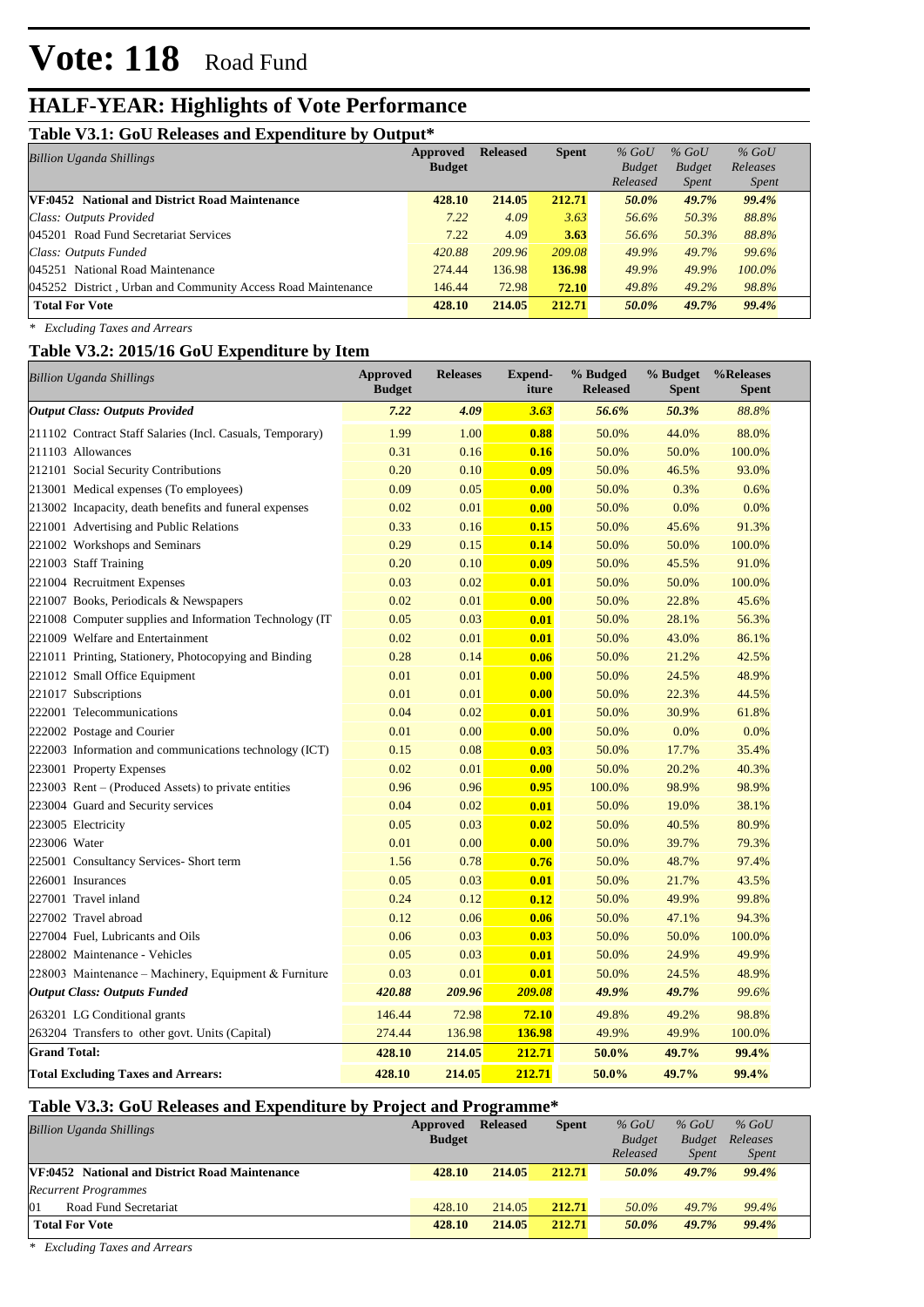# Vote: 118 Road Fund

## HALF-YEAR: Highlights of Vote Performance

### Table V3.1: GoU Releases and Expenditure by Output*

| Billion Uganda Shillings | Approved Budget | Released | Spent | % GoU Budget Released | % GoU Budget Spent | % GoU Releases Spent |
|---|---|---|---|---|---|---|
| **VF:0452 National and District Road Maintenance** | **428.10** | **214.05** | **212.71** | ***50.0%*** | ***49.7%*** | ***99.4%*** |
| *Class: Outputs Provided* | *7.22* | *4.09* | *3.63* | *56.6%* | *50.3%* | *88.8%* |
| 045201 Road Fund Secretariat Services | 7.22 | 4.09 | **3.63** | *56.6%* | *50.3%* | *88.8%* |
| *Class: Outputs Funded* | *420.88* | *209.96* | *209.08* | *49.9%* | *49.7%* | *99.6%* |
| 045251 National Road Maintenance | 274.44 | 136.98 | **136.98** | *49.9%* | *49.9%* | *100.0%* |
| 045252 District , Urban and Community Access Road Maintenance | 146.44 | 72.98 | **72.10** | *49.8%* | *49.2%* | *98.8%* |
| **Total For Vote** | **428.10** | **214.05** | **212.71** | ***50.0%*** | ***49.7%*** | ***99.4%*** |

*\* Excluding Taxes and Arrears*

### Table V3.2: 2015/16 GoU Expenditure by Item

| Billion Uganda Shillings | Approved Budget | Releases | Expend-iture | % Budged Released | % Budget Spent | %Releases Spent |
|---|---|---|---|---|---|---|
| ***Output Class: Outputs Provided*** | ***7.22*** | ***4.09*** | ***3.63*** | ***56.6%*** | ***50.3%*** | ***88.8%*** |
| 211102 Contract Staff Salaries (Incl. Casuals, Temporary) | 1.99 | 1.00 | **0.88** | 50.0% | 44.0% | 88.0% |
| 211103 Allowances | 0.31 | 0.16 | **0.16** | 50.0% | 50.0% | 100.0% |
| 212101 Social Security Contributions | 0.20 | 0.10 | **0.09** | 50.0% | 46.5% | 93.0% |
| 213001 Medical expenses (To employees) | 0.09 | 0.05 | **0.00** | 50.0% | 0.3% | 0.6% |
| 213002 Incapacity, death benefits and funeral expenses | 0.02 | 0.01 | **0.00** | 50.0% | 0.0% | 0.0% |
| 221001 Advertising and Public Relations | 0.33 | 0.16 | **0.15** | 50.0% | 45.6% | 91.3% |
| 221002 Workshops and Seminars | 0.29 | 0.15 | **0.14** | 50.0% | 50.0% | 100.0% |
| 221003 Staff Training | 0.20 | 0.10 | **0.09** | 50.0% | 45.5% | 91.0% |
| 221004 Recruitment Expenses | 0.03 | 0.02 | **0.01** | 50.0% | 50.0% | 100.0% |
| 221007 Books, Periodicals & Newspapers | 0.02 | 0.01 | **0.00** | 50.0% | 22.8% | 45.6% |
| 221008 Computer supplies and Information Technology (IT | 0.05 | 0.03 | **0.01** | 50.0% | 28.1% | 56.3% |
| 221009 Welfare and Entertainment | 0.02 | 0.01 | **0.01** | 50.0% | 43.0% | 86.1% |
| 221011 Printing, Stationery, Photocopying and Binding | 0.28 | 0.14 | **0.06** | 50.0% | 21.2% | 42.5% |
| 221012 Small Office Equipment | 0.01 | 0.01 | **0.00** | 50.0% | 24.5% | 48.9% |
| 221017 Subscriptions | 0.01 | 0.01 | **0.00** | 50.0% | 22.3% | 44.5% |
| 222001 Telecommunications | 0.04 | 0.02 | **0.01** | 50.0% | 30.9% | 61.8% |
| 222002 Postage and Courier | 0.01 | 0.00 | **0.00** | 50.0% | 0.0% | 0.0% |
| 222003 Information and communications technology (ICT) | 0.15 | 0.08 | **0.03** | 50.0% | 17.7% | 35.4% |
| 223001 Property Expenses | 0.02 | 0.01 | **0.00** | 50.0% | 20.2% | 40.3% |
| 223003 Rent – (Produced Assets) to private entities | 0.96 | 0.96 | **0.95** | 100.0% | 98.9% | 98.9% |
| 223004 Guard and Security services | 0.04 | 0.02 | **0.01** | 50.0% | 19.0% | 38.1% |
| 223005 Electricity | 0.05 | 0.03 | **0.02** | 50.0% | 40.5% | 80.9% |
| 223006 Water | 0.01 | 0.00 | **0.00** | 50.0% | 39.7% | 79.3% |
| 225001 Consultancy Services- Short term | 1.56 | 0.78 | **0.76** | 50.0% | 48.7% | 97.4% |
| 226001 Insurances | 0.05 | 0.03 | **0.01** | 50.0% | 21.7% | 43.5% |
| 227001 Travel inland | 0.24 | 0.12 | **0.12** | 50.0% | 49.9% | 99.8% |
| 227002 Travel abroad | 0.12 | 0.06 | **0.06** | 50.0% | 47.1% | 94.3% |
| 227004 Fuel, Lubricants and Oils | 0.06 | 0.03 | **0.03** | 50.0% | 50.0% | 100.0% |
| 228002 Maintenance - Vehicles | 0.05 | 0.03 | **0.01** | 50.0% | 24.9% | 49.9% |
| 228003 Maintenance – Machinery, Equipment & Furniture | 0.03 | 0.01 | **0.01** | 50.0% | 24.5% | 48.9% |
| ***Output Class: Outputs Funded*** | ***420.88*** | ***209.96*** | ***209.08*** | ***49.9%*** | ***49.7%*** | ***99.6%*** |
| 263201 LG Conditional grants | 146.44 | 72.98 | **72.10** | 49.8% | 49.2% | 98.8% |
| 263204 Transfers to other govt. Units (Capital) | 274.44 | 136.98 | **136.98** | 49.9% | 49.9% | 100.0% |
| **Grand Total:** | **428.10** | **214.05** | **212.71** | **50.0%** | **49.7%** | **99.4%** |
| **Total Excluding Taxes and Arrears:** | **428.10** | **214.05** | **212.71** | **50.0%** | **49.7%** | **99.4%** |

### Table V3.3: GoU Releases and Expenditure by Project and Programme*

| Billion Uganda Shillings | Approved Budget | Released | Spent | % GoU Budget Released | % GoU Budget Spent | % GoU Releases Spent |
|---|---|---|---|---|---|---|
| **VF:0452 National and District Road Maintenance** | **428.10** | **214.05** | **212.71** | ***50.0%*** | ***49.7%*** | ***99.4%*** |
| *Recurrent Programmes* | | | | | | |
| 01 Road Fund Secretariat | 428.10 | 214.05 | **212.71** | *50.0%* | *49.7%* | *99.4%* |
| **Total For Vote** | **428.10** | **214.05** | **212.71** | ***50.0%*** | ***49.7%*** | ***99.4%*** |

*\* Excluding Taxes and Arrears*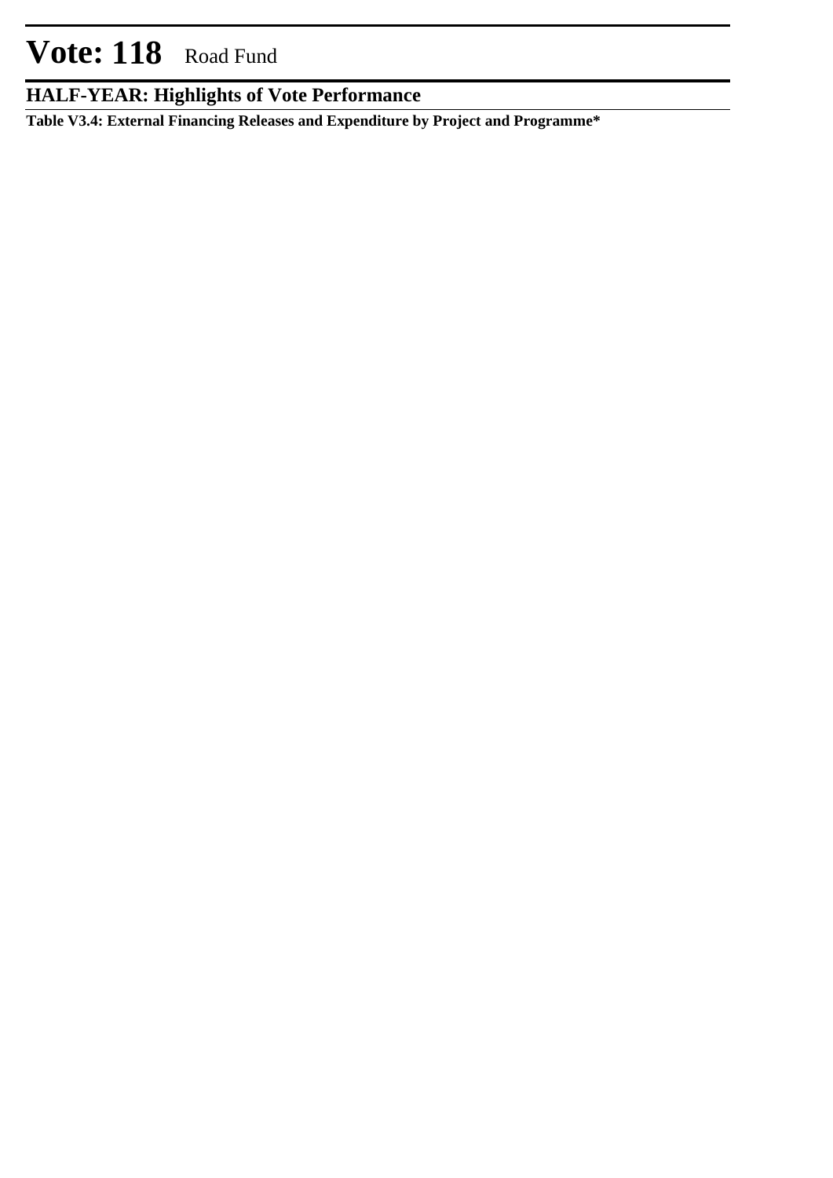# Vote: 118 Road Fund

## HALF-YEAR: Highlights of Vote Performance

**Table V3.4: External Financing Releases and Expenditure by Project and Programme***